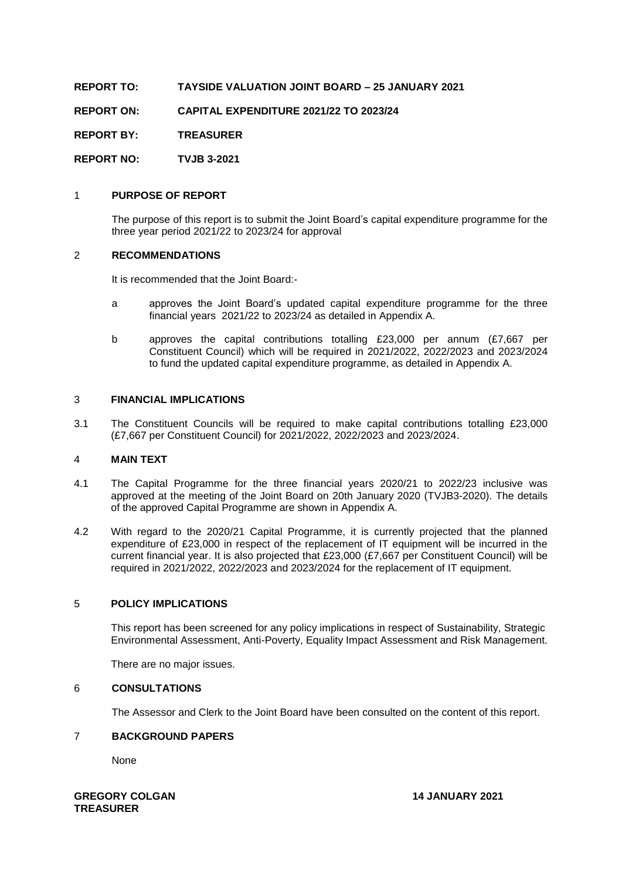**REPORT TO:** **TAYSIDE VALUATION JOINT BOARD – 25 JANUARY 2021**

**REPORT ON:** **CAPITAL EXPENDITURE 2021/22 TO 2023/24**

**REPORT BY:** **TREASURER**

**REPORT NO:** **TVJB 3-2021**

## 1 PURPOSE OF REPORT

The purpose of this report is to submit the Joint Board's capital expenditure programme for the three year period 2021/22 to 2023/24 for approval

## 2 RECOMMENDATIONS

It is recommended that the Joint Board:-

a approves the Joint Board's updated capital expenditure programme for the three financial years 2021/22 to 2023/24 as detailed in Appendix A.

b approves the capital contributions totalling £23,000 per annum (£7,667 per Constituent Council) which will be required in 2021/2022, 2022/2023 and 2023/2024 to fund the updated capital expenditure programme, as detailed in Appendix A.

## 3 FINANCIAL IMPLICATIONS

3.1 The Constituent Councils will be required to make capital contributions totalling £23,000 (£7,667 per Constituent Council) for 2021/2022, 2022/2023 and 2023/2024.

## 4 MAIN TEXT

4.1 The Capital Programme for the three financial years 2020/21 to 2022/23 inclusive was approved at the meeting of the Joint Board on 20th January 2020 (TVJB3-2020). The details of the approved Capital Programme are shown in Appendix A.

4.2 With regard to the 2020/21 Capital Programme, it is currently projected that the planned expenditure of £23,000 in respect of the replacement of IT equipment will be incurred in the current financial year. It is also projected that £23,000 (£7,667 per Constituent Council) will be required in 2021/2022, 2022/2023 and 2023/2024 for the replacement of IT equipment.

## 5 POLICY IMPLICATIONS

This report has been screened for any policy implications in respect of Sustainability, Strategic Environmental Assessment, Anti-Poverty, Equality Impact Assessment and Risk Management.

There are no major issues.

## 6 CONSULTATIONS

The Assessor and Clerk to the Joint Board have been consulted on the content of this report.

## 7 BACKGROUND PAPERS

None

**GREGORY COLGAN**
**TREASURER**

**14 JANUARY 2021**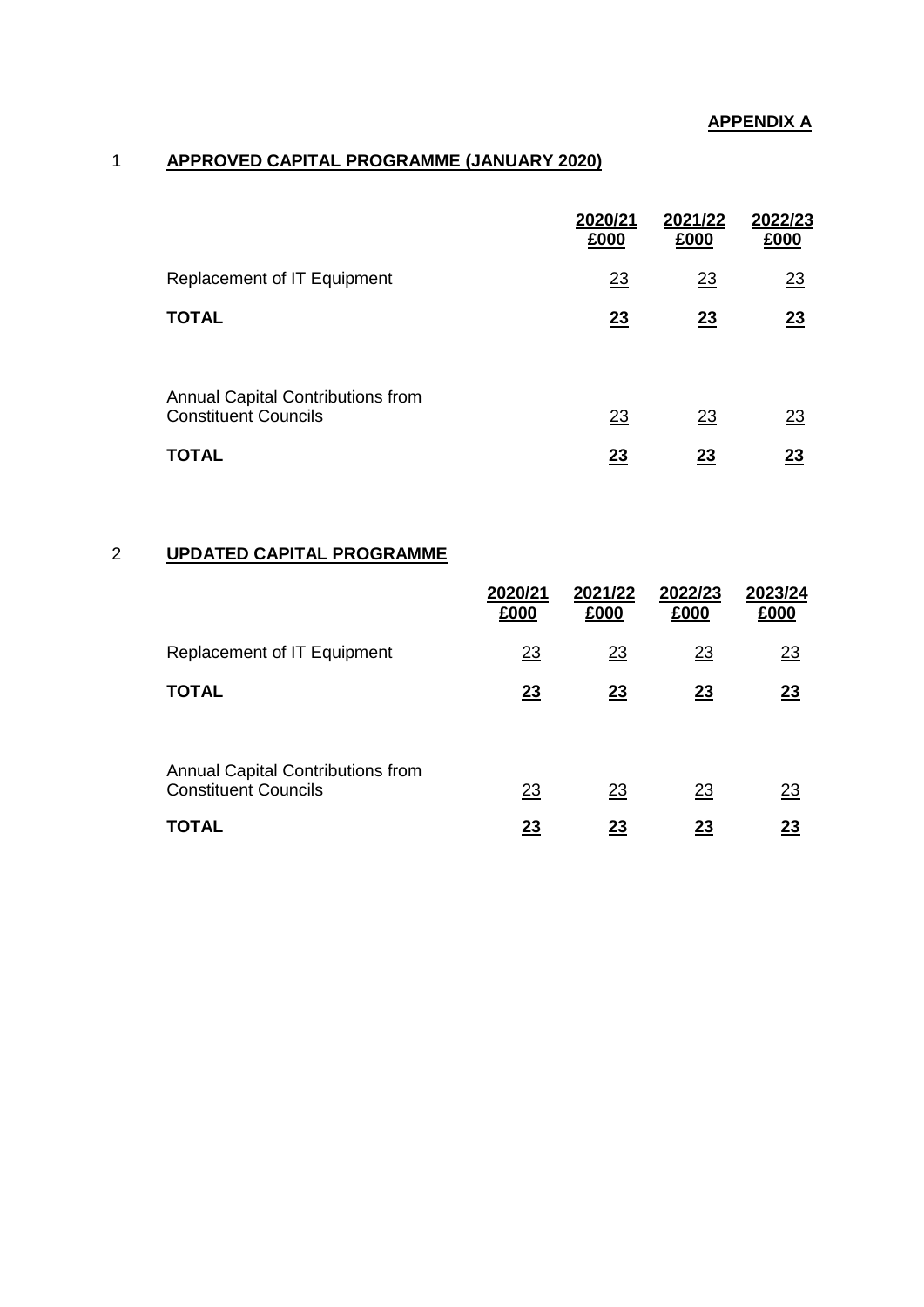**APPENDIX A**

## 1 APPROVED CAPITAL PROGRAMME (JANUARY 2020)

| | 2020/21 £000 | 2021/22 £000 | 2022/23 £000 |
|---|---|---|---|
| Replacement of IT Equipment | 23 | 23 | 23 |
| **TOTAL** | **23** | **23** | **23** |
| | | | |
| Annual Capital Contributions from Constituent Councils | 23 | 23 | 23 |
| **TOTAL** | **23** | **23** | **23** |

## 2 UPDATED CAPITAL PROGRAMME

| | 2020/21 £000 | 2021/22 £000 | 2022/23 £000 | 2023/24 £000 |
|---|---|---|---|---|
| Replacement of IT Equipment | 23 | 23 | 23 | 23 |
| **TOTAL** | **23** | **23** | **23** | **23** |
| | | | | |
| Annual Capital Contributions from Constituent Councils | 23 | 23 | 23 | 23 |
| **TOTAL** | **23** | **23** | **23** | **23** |